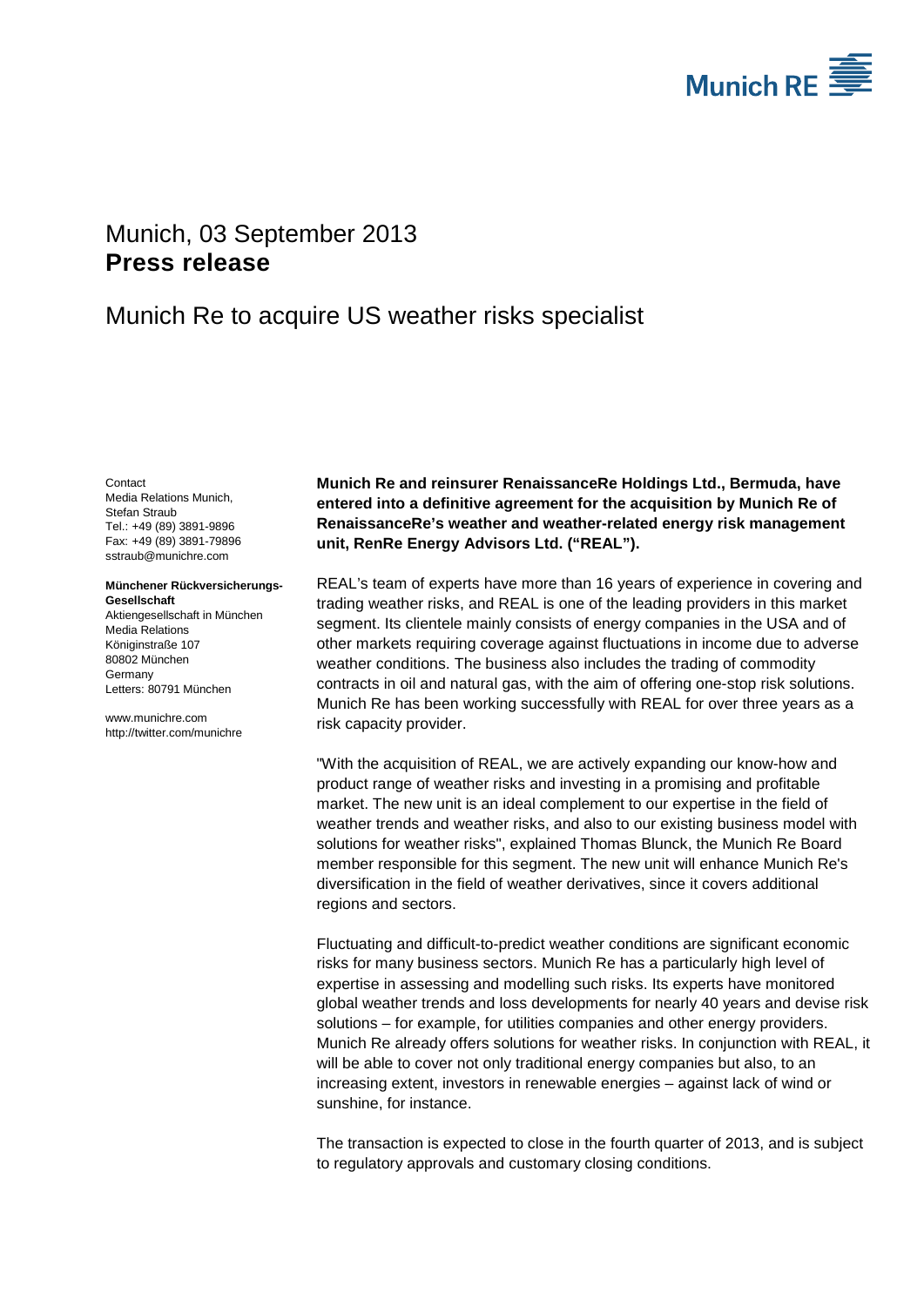Munich RE

Munich, 03 September 2013
**Press release**

# Munich Re to acquire US weather risks specialist

Contact
Media Relations Munich,
Stefan Straub
Tel.: +49 (89) 3891-9896
Fax: +49 (89) 3891-79896
sstraub@munichre.com

**Münchener Rückversicherungs-Gesellschaft**
Aktiengesellschaft in München
Media Relations
Königinstraße 107
80802 München
Germany
Letters: 80791 München

www.munichre.com
http://twitter.com/munichre

**Munich Re and reinsurer RenaissanceRe Holdings Ltd., Bermuda, have entered into a definitive agreement for the acquisition by Munich Re of RenaissanceRe's weather and weather-related energy risk management unit, RenRe Energy Advisors Ltd. ("REAL").**

REAL's team of experts have more than 16 years of experience in covering and trading weather risks, and REAL is one of the leading providers in this market segment. Its clientele mainly consists of energy companies in the USA and of other markets requiring coverage against fluctuations in income due to adverse weather conditions. The business also includes the trading of commodity contracts in oil and natural gas, with the aim of offering one-stop risk solutions. Munich Re has been working successfully with REAL for over three years as a risk capacity provider.

"With the acquisition of REAL, we are actively expanding our know-how and product range of weather risks and investing in a promising and profitable market. The new unit is an ideal complement to our expertise in the field of weather trends and weather risks, and also to our existing business model with solutions for weather risks", explained Thomas Blunck, the Munich Re Board member responsible for this segment. The new unit will enhance Munich Re's diversification in the field of weather derivatives, since it covers additional regions and sectors.

Fluctuating and difficult-to-predict weather conditions are significant economic risks for many business sectors. Munich Re has a particularly high level of expertise in assessing and modelling such risks. Its experts have monitored global weather trends and loss developments for nearly 40 years and devise risk solutions – for example, for utilities companies and other energy providers. Munich Re already offers solutions for weather risks. In conjunction with REAL, it will be able to cover not only traditional energy companies but also, to an increasing extent, investors in renewable energies – against lack of wind or sunshine, for instance.

The transaction is expected to close in the fourth quarter of 2013, and is subject to regulatory approvals and customary closing conditions.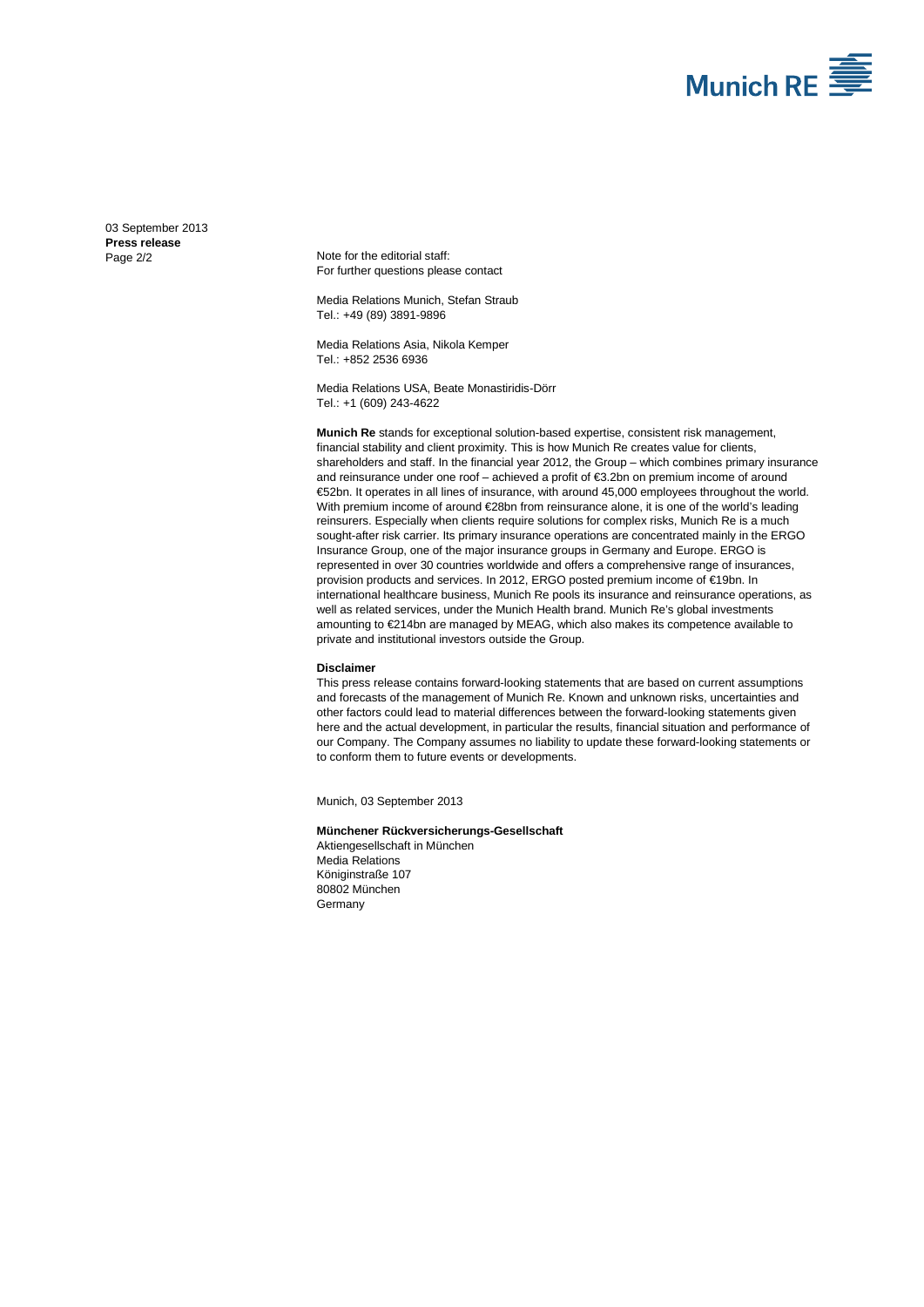03 September 2013
**Press release**

Note for the editorial staff:
For further questions please contact

Media Relations Munich, Stefan Straub
Tel.: +49 (89) 3891-9896

Media Relations Asia, Nikola Kemper
Tel.: +852 2536 6936

Media Relations USA, Beate Monastiridis-Dörr
Tel.: +1 (609) 243-4622

**Munich Re** stands for exceptional solution-based expertise, consistent risk management, financial stability and client proximity. This is how Munich Re creates value for clients, shareholders and staff. In the financial year 2012, the Group – which combines primary insurance and reinsurance under one roof – achieved a profit of €3.2bn on premium income of around €52bn. It operates in all lines of insurance, with around 45,000 employees throughout the world. With premium income of around €28bn from reinsurance alone, it is one of the world's leading reinsurers. Especially when clients require solutions for complex risks, Munich Re is a much sought-after risk carrier. Its primary insurance operations are concentrated mainly in the ERGO Insurance Group, one of the major insurance groups in Germany and Europe. ERGO is represented in over 30 countries worldwide and offers a comprehensive range of insurances, provision products and services. In 2012, ERGO posted premium income of €19bn. In international healthcare business, Munich Re pools its insurance and reinsurance operations, as well as related services, under the Munich Health brand. Munich Re's global investments amounting to €214bn are managed by MEAG, which also makes its competence available to private and institutional investors outside the Group.

**Disclaimer**

This press release contains forward-looking statements that are based on current assumptions and forecasts of the management of Munich Re. Known and unknown risks, uncertainties and other factors could lead to material differences between the forward-looking statements given here and the actual development, in particular the results, financial situation and performance of our Company. The Company assumes no liability to update these forward-looking statements or to conform them to future events or developments.

Munich, 03 September 2013

**Münchener Rückversicherungs-Gesellschaft**
Aktiengesellschaft in München
Media Relations
Königinstraße 107
80802 München
Germany